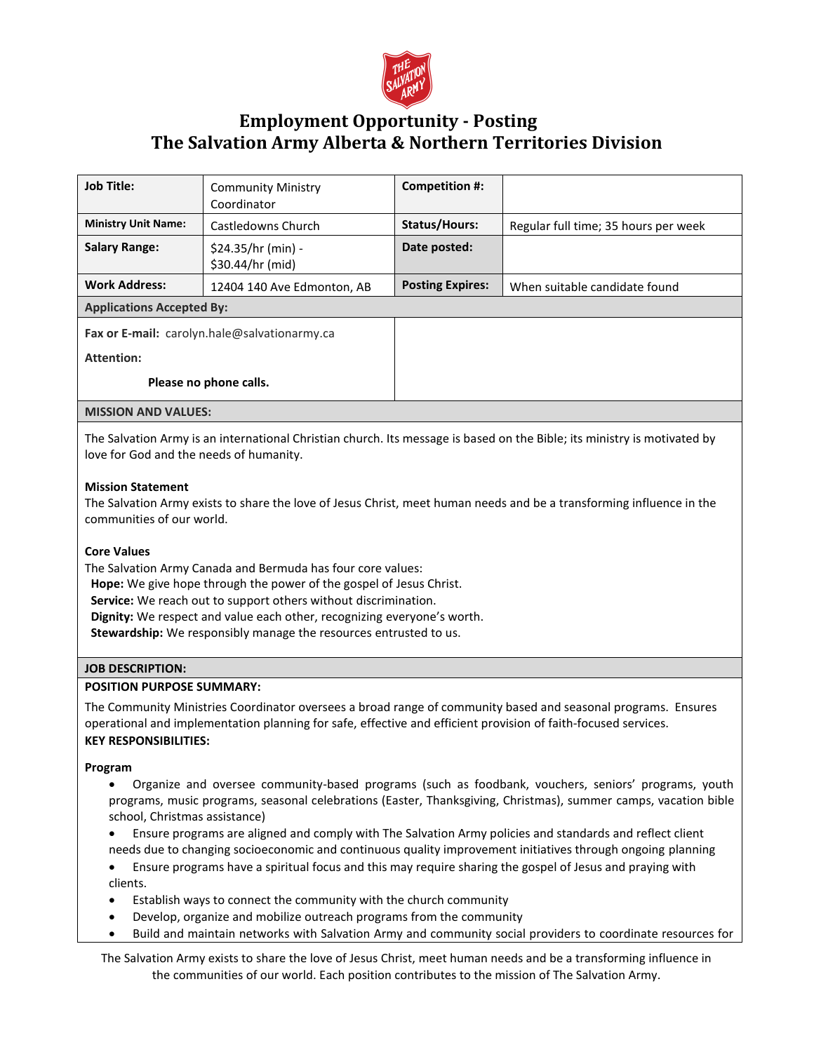# Employment Opportunity - Posting
# The Salvation Army Alberta & Northern Territories Division

| Job Title: | Community Ministry Coordinator | Competition #: | |
|---|---|---|---|
| Ministry Unit Name: | Castledowns Church | Status/Hours: | Regular full time; 35 hours per week |
| Salary Range: | $24.35/hr (min) - $30.44/hr (mid) | Date posted: | |
| Work Address: | 12404 140 Ave Edmonton, AB | Posting Expires: | When suitable candidate found |

**Applications Accepted By:**

**Fax or E-mail:** carolyn.hale@salvationarmy.ca

**Attention:**

**Please no phone calls.**

**MISSION AND VALUES:**

The Salvation Army is an international Christian church. Its message is based on the Bible; its ministry is motivated by love for God and the needs of humanity.

**Mission Statement**
The Salvation Army exists to share the love of Jesus Christ, meet human needs and be a transforming influence in the communities of our world.

**Core Values**
The Salvation Army Canada and Bermuda has four core values:
**Hope:** We give hope through the power of the gospel of Jesus Christ.
**Service:** We reach out to support others without discrimination.
**Dignity:** We respect and value each other, recognizing everyone's worth.
**Stewardship:** We responsibly manage the resources entrusted to us.

**JOB DESCRIPTION:**

**POSITION PURPOSE SUMMARY:**

The Community Ministries Coordinator oversees a broad range of community based and seasonal programs. Ensures operational and implementation planning for safe, effective and efficient provision of faith-focused services.

**KEY RESPONSIBILITIES:**

**Program**

- Organize and oversee community-based programs (such as foodbank, vouchers, seniors' programs, youth programs, music programs, seasonal celebrations (Easter, Thanksgiving, Christmas), summer camps, vacation bible school, Christmas assistance)
- Ensure programs are aligned and comply with The Salvation Army policies and standards and reflect client needs due to changing socioeconomic and continuous quality improvement initiatives through ongoing planning
- Ensure programs have a spiritual focus and this may require sharing the gospel of Jesus and praying with clients.
- Establish ways to connect the community with the church community
- Develop, organize and mobilize outreach programs from the community
- Build and maintain networks with Salvation Army and community social providers to coordinate resources for

The Salvation Army exists to share the love of Jesus Christ, meet human needs and be a transforming influence in the communities of our world. Each position contributes to the mission of The Salvation Army.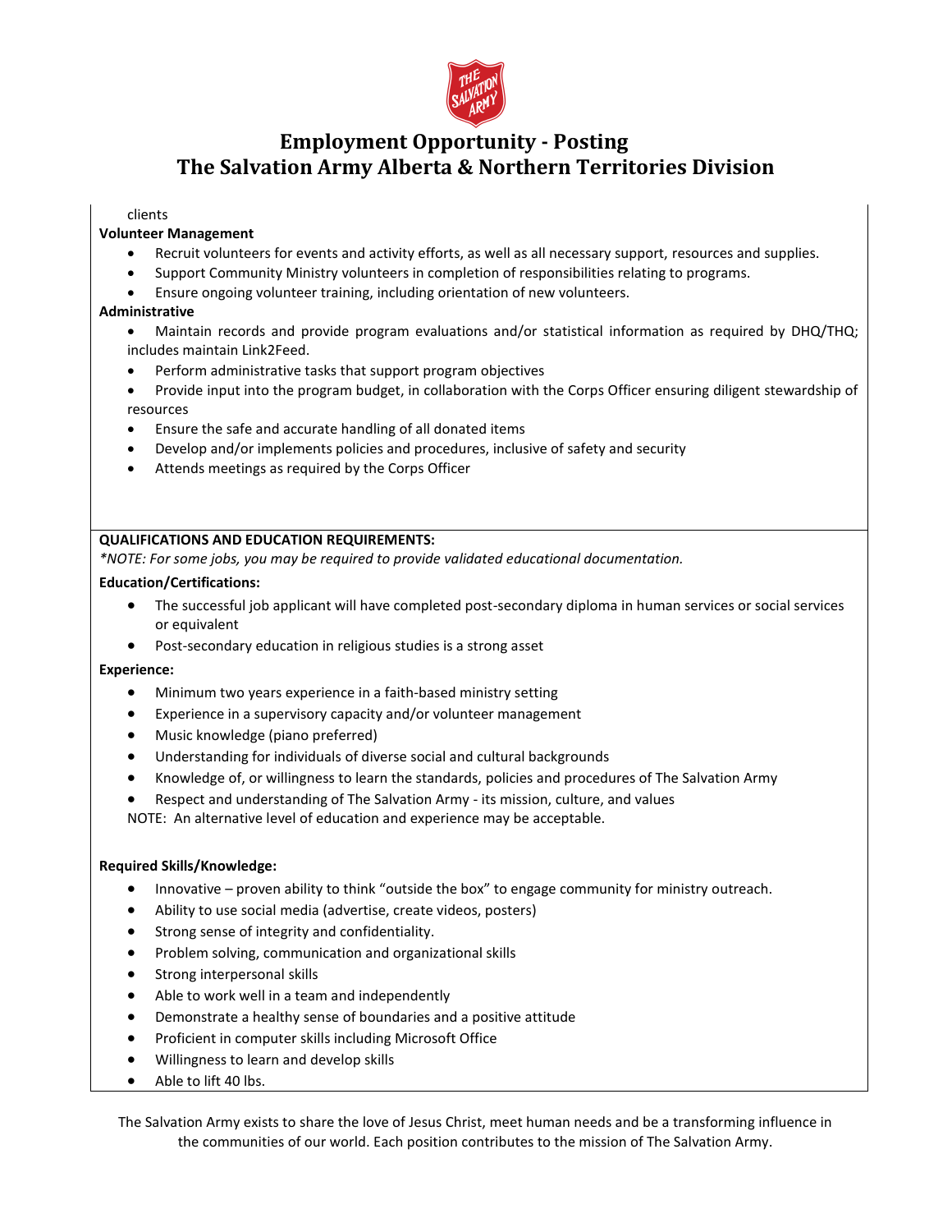clients

**Volunteer Management**

- Recruit volunteers for events and activity efforts, as well as all necessary support, resources and supplies.
- Support Community Ministry volunteers in completion of responsibilities relating to programs.
- Ensure ongoing volunteer training, including orientation of new volunteers.

**Administrative**

- Maintain records and provide program evaluations and/or statistical information as required by DHQ/THQ; includes maintain Link2Feed.
- Perform administrative tasks that support program objectives
- Provide input into the program budget, in collaboration with the Corps Officer ensuring diligent stewardship of resources
- Ensure the safe and accurate handling of all donated items
- Develop and/or implements policies and procedures, inclusive of safety and security
- Attends meetings as required by the Corps Officer

**QUALIFICATIONS AND EDUCATION REQUIREMENTS:**

*\*NOTE: For some jobs, you may be required to provide validated educational documentation.*

**Education/Certifications:**

- The successful job applicant will have completed post-secondary diploma in human services or social services or equivalent
- Post-secondary education in religious studies is a strong asset

**Experience:**

- Minimum two years experience in a faith-based ministry setting
- Experience in a supervisory capacity and/or volunteer management
- Music knowledge (piano preferred)
- Understanding for individuals of diverse social and cultural backgrounds
- Knowledge of, or willingness to learn the standards, policies and procedures of The Salvation Army
- Respect and understanding of The Salvation Army - its mission, culture, and values

NOTE: An alternative level of education and experience may be acceptable.

**Required Skills/Knowledge:**

- Innovative – proven ability to think "outside the box" to engage community for ministry outreach.
- Ability to use social media (advertise, create videos, posters)
- Strong sense of integrity and confidentiality.
- Problem solving, communication and organizational skills
- Strong interpersonal skills
- Able to work well in a team and independently
- Demonstrate a healthy sense of boundaries and a positive attitude
- Proficient in computer skills including Microsoft Office
- Willingness to learn and develop skills
- Able to lift 40 lbs.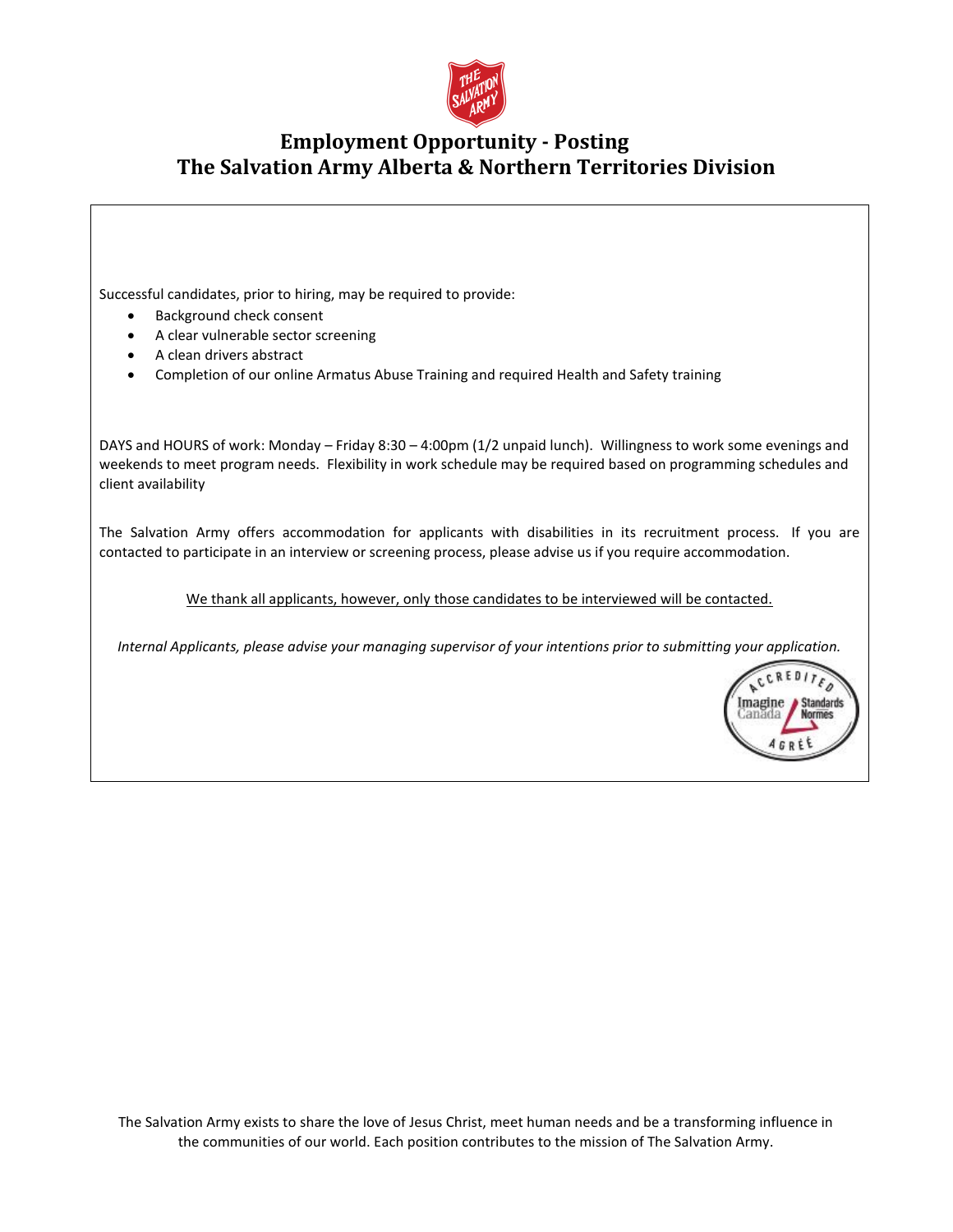# Employment Opportunity - Posting
# The Salvation Army Alberta & Northern Territories Division

Successful candidates, prior to hiring, may be required to provide:

- Background check consent
- A clear vulnerable sector screening
- A clean drivers abstract
- Completion of our online Armatus Abuse Training and required Health and Safety training

DAYS and HOURS of work: Monday – Friday 8:30 – 4:00pm (1/2 unpaid lunch). Willingness to work some evenings and weekends to meet program needs. Flexibility in work schedule may be required based on programming schedules and client availability

The Salvation Army offers accommodation for applicants with disabilities in its recruitment process. If you are contacted to participate in an interview or screening process, please advise us if you require accommodation.

We thank all applicants, however, only those candidates to be interviewed will be contacted.

*Internal Applicants, please advise your managing supervisor of your intentions prior to submitting your application.*

The Salvation Army exists to share the love of Jesus Christ, meet human needs and be a transforming influence in the communities of our world. Each position contributes to the mission of The Salvation Army.